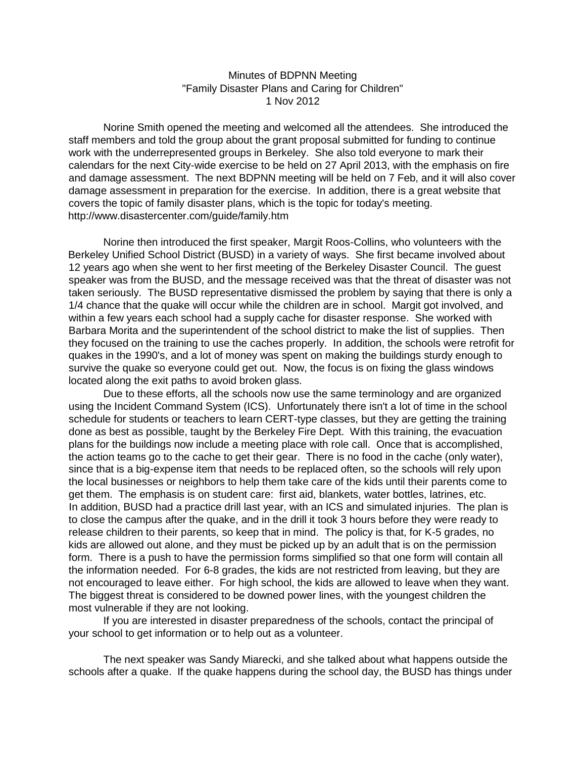Minutes of BDPNN Meeting
"Family Disaster Plans and Caring for Children"
1 Nov 2012

Norine Smith opened the meeting and welcomed all the attendees. She introduced the staff members and told the group about the grant proposal submitted for funding to continue work with the underrepresented groups in Berkeley. She also told everyone to mark their calendars for the next City-wide exercise to be held on 27 April 2013, with the emphasis on fire and damage assessment. The next BDPNN meeting will be held on 7 Feb, and it will also cover damage assessment in preparation for the exercise. In addition, there is a great website that covers the topic of family disaster plans, which is the topic for today's meeting.
http://www.disastercenter.com/guide/family.htm

Norine then introduced the first speaker, Margit Roos-Collins, who volunteers with the Berkeley Unified School District (BUSD) in a variety of ways. She first became involved about 12 years ago when she went to her first meeting of the Berkeley Disaster Council. The guest speaker was from the BUSD, and the message received was that the threat of disaster was not taken seriously. The BUSD representative dismissed the problem by saying that there is only a 1/4 chance that the quake will occur while the children are in school. Margit got involved, and within a few years each school had a supply cache for disaster response. She worked with Barbara Morita and the superintendent of the school district to make the list of supplies. Then they focused on the training to use the caches properly. In addition, the schools were retrofit for quakes in the 1990's, and a lot of money was spent on making the buildings sturdy enough to survive the quake so everyone could get out. Now, the focus is on fixing the glass windows located along the exit paths to avoid broken glass.

Due to these efforts, all the schools now use the same terminology and are organized using the Incident Command System (ICS). Unfortunately there isn't a lot of time in the school schedule for students or teachers to learn CERT-type classes, but they are getting the training done as best as possible, taught by the Berkeley Fire Dept. With this training, the evacuation plans for the buildings now include a meeting place with role call. Once that is accomplished, the action teams go to the cache to get their gear. There is no food in the cache (only water), since that is a big-expense item that needs to be replaced often, so the schools will rely upon the local businesses or neighbors to help them take care of the kids until their parents come to get them. The emphasis is on student care: first aid, blankets, water bottles, latrines, etc. In addition, BUSD had a practice drill last year, with an ICS and simulated injuries. The plan is to close the campus after the quake, and in the drill it took 3 hours before they were ready to release children to their parents, so keep that in mind. The policy is that, for K-5 grades, no kids are allowed out alone, and they must be picked up by an adult that is on the permission form. There is a push to have the permission forms simplified so that one form will contain all the information needed. For 6-8 grades, the kids are not restricted from leaving, but they are not encouraged to leave either. For high school, the kids are allowed to leave when they want. The biggest threat is considered to be downed power lines, with the youngest children the most vulnerable if they are not looking.

If you are interested in disaster preparedness of the schools, contact the principal of your school to get information or to help out as a volunteer.

The next speaker was Sandy Miarecki, and she talked about what happens outside the schools after a quake. If the quake happens during the school day, the BUSD has things under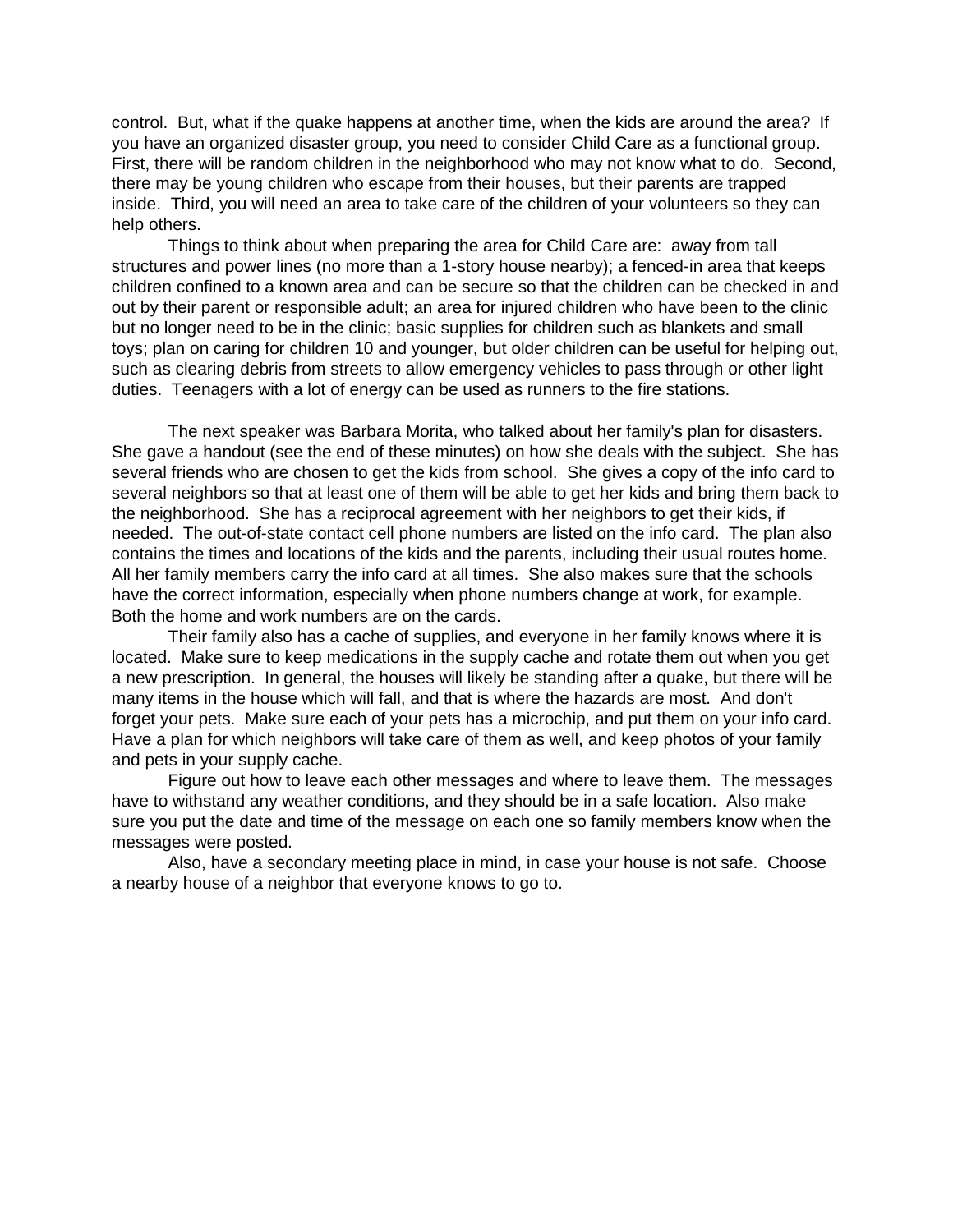control. But, what if the quake happens at another time, when the kids are around the area? If you have an organized disaster group, you need to consider Child Care as a functional group. First, there will be random children in the neighborhood who may not know what to do. Second, there may be young children who escape from their houses, but their parents are trapped inside. Third, you will need an area to take care of the children of your volunteers so they can help others.

Things to think about when preparing the area for Child Care are: away from tall structures and power lines (no more than a 1-story house nearby); a fenced-in area that keeps children confined to a known area and can be secure so that the children can be checked in and out by their parent or responsible adult; an area for injured children who have been to the clinic but no longer need to be in the clinic; basic supplies for children such as blankets and small toys; plan on caring for children 10 and younger, but older children can be useful for helping out, such as clearing debris from streets to allow emergency vehicles to pass through or other light duties. Teenagers with a lot of energy can be used as runners to the fire stations.

The next speaker was Barbara Morita, who talked about her family's plan for disasters. She gave a handout (see the end of these minutes) on how she deals with the subject. She has several friends who are chosen to get the kids from school. She gives a copy of the info card to several neighbors so that at least one of them will be able to get her kids and bring them back to the neighborhood. She has a reciprocal agreement with her neighbors to get their kids, if needed. The out-of-state contact cell phone numbers are listed on the info card. The plan also contains the times and locations of the kids and the parents, including their usual routes home. All her family members carry the info card at all times. She also makes sure that the schools have the correct information, especially when phone numbers change at work, for example. Both the home and work numbers are on the cards.

Their family also has a cache of supplies, and everyone in her family knows where it is located. Make sure to keep medications in the supply cache and rotate them out when you get a new prescription. In general, the houses will likely be standing after a quake, but there will be many items in the house which will fall, and that is where the hazards are most. And don't forget your pets. Make sure each of your pets has a microchip, and put them on your info card. Have a plan for which neighbors will take care of them as well, and keep photos of your family and pets in your supply cache.

Figure out how to leave each other messages and where to leave them. The messages have to withstand any weather conditions, and they should be in a safe location. Also make sure you put the date and time of the message on each one so family members know when the messages were posted.

Also, have a secondary meeting place in mind, in case your house is not safe. Choose a nearby house of a neighbor that everyone knows to go to.